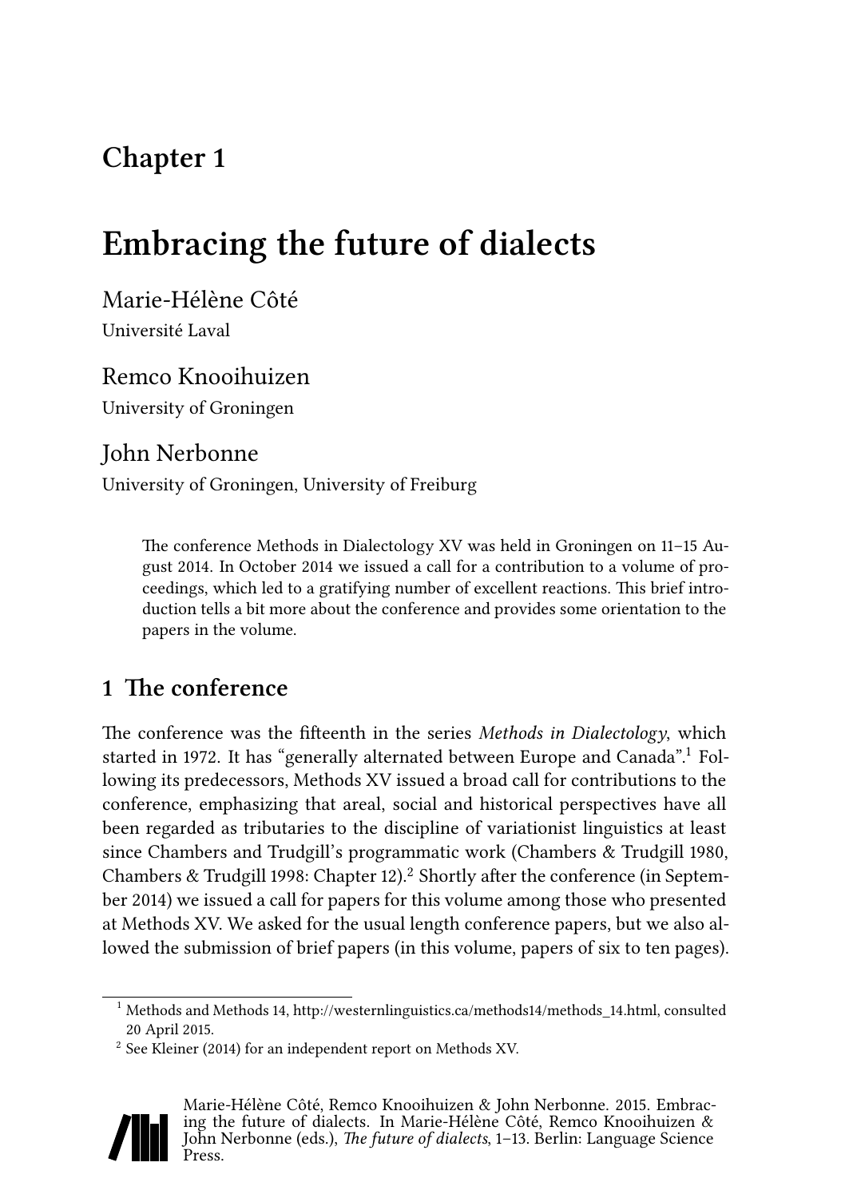## Chapter 1

# Embracing the future of dialects

Marie-Hélène Côté
Université Laval

Remco Knooihuizen
University of Groningen

John Nerbonne
University of Groningen, University of Freiburg

> The conference Methods in Dialectology XV was held in Groningen on 11–15 August 2014. In October 2014 we issued a call for a contribution to a volume of proceedings, which led to a gratifying number of excellent reactions. This brief introduction tells a bit more about the conference and provides some orientation to the papers in the volume.

## 1 The conference

The conference was the fifteenth in the series *Methods in Dialectology*, which started in 1972. It has "generally alternated between Europe and Canada".[1] Following its predecessors, Methods XV issued a broad call for contributions to the conference, emphasizing that areal, social and historical perspectives have all been regarded as tributaries to the discipline of variationist linguistics at least since Chambers and Trudgill's programmatic work (Chambers & Trudgill 1980, Chambers & Trudgill 1998: Chapter 12).[2] Shortly after the conference (in September 2014) we issued a call for papers for this volume among those who presented at Methods XV. We asked for the usual length conference papers, but we also allowed the submission of brief papers (in this volume, papers of six to ten pages).

[1] Methods and Methods 14, http://westernlinguistics.ca/methods14/methods_14.html, consulted 20 April 2015.

[2] See Kleiner (2014) for an independent report on Methods XV.

Marie-Hélène Côté, Remco Knooihuizen & John Nerbonne. 2015. Embracing the future of dialects. In Marie-Hélène Côté, Remco Knooihuizen & John Nerbonne (eds.), *The future of dialects*, 1–13. Berlin: Language Science Press.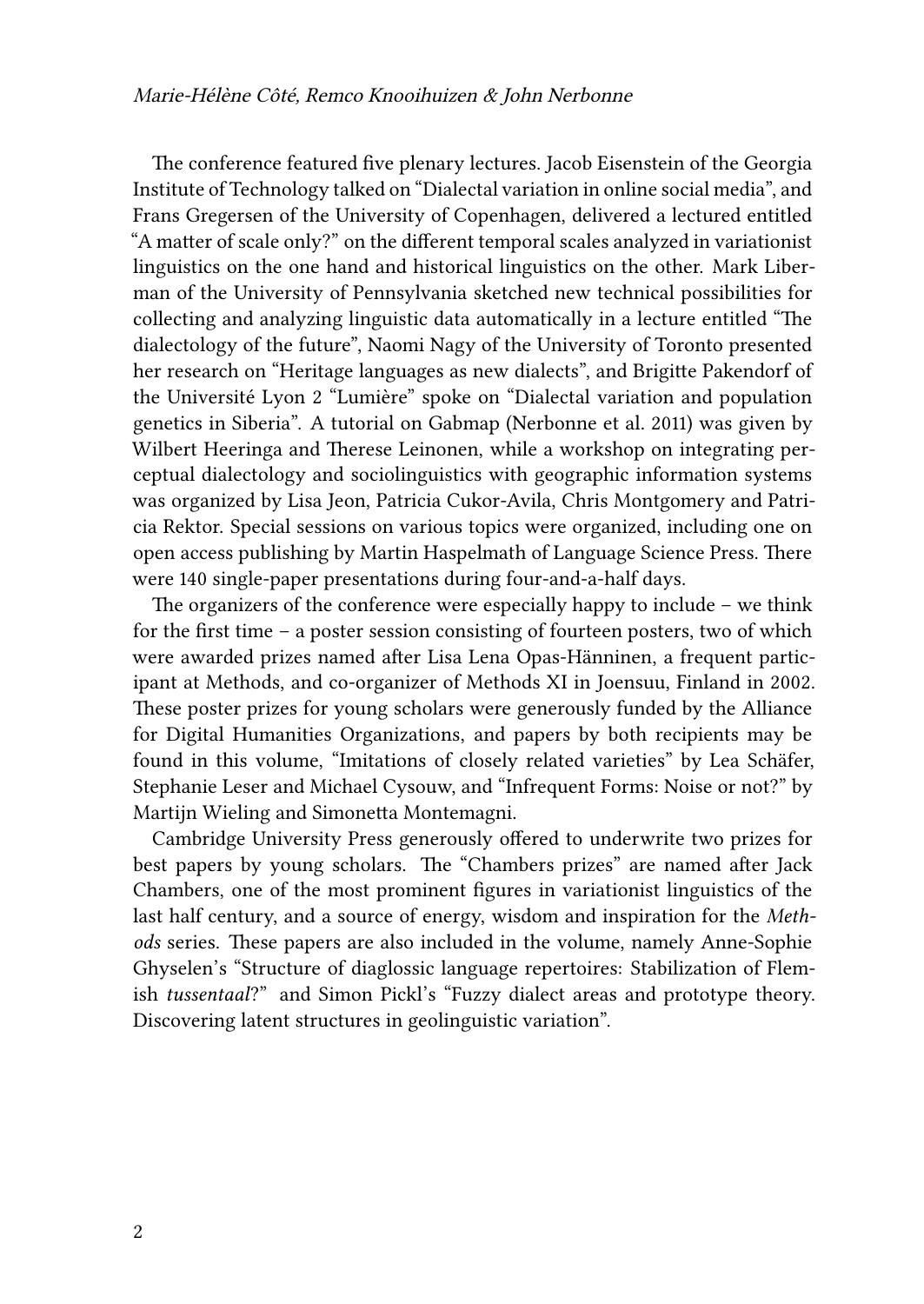The conference featured five plenary lectures. Jacob Eisenstein of the Georgia Institute of Technology talked on "Dialectal variation in online social media", and Frans Gregersen of the University of Copenhagen, delivered a lectured entitled "A matter of scale only?" on the different temporal scales analyzed in variationist linguistics on the one hand and historical linguistics on the other. Mark Liberman of the University of Pennsylvania sketched new technical possibilities for collecting and analyzing linguistic data automatically in a lecture entitled "The dialectology of the future", Naomi Nagy of the University of Toronto presented her research on "Heritage languages as new dialects", and Brigitte Pakendorf of the Université Lyon 2 "Lumière" spoke on "Dialectal variation and population genetics in Siberia". A tutorial on Gabmap (Nerbonne et al. 2011) was given by Wilbert Heeringa and Therese Leinonen, while a workshop on integrating perceptual dialectology and sociolinguistics with geographic information systems was organized by Lisa Jeon, Patricia Cukor-Avila, Chris Montgomery and Patricia Rektor. Special sessions on various topics were organized, including one on open access publishing by Martin Haspelmath of Language Science Press. There were 140 single-paper presentations during four-and-a-half days.

The organizers of the conference were especially happy to include – we think for the first time – a poster session consisting of fourteen posters, two of which were awarded prizes named after Lisa Lena Opas-Hänninen, a frequent participant at Methods, and co-organizer of Methods XI in Joensuu, Finland in 2002. These poster prizes for young scholars were generously funded by the Alliance for Digital Humanities Organizations, and papers by both recipients may be found in this volume, "Imitations of closely related varieties" by Lea Schäfer, Stephanie Leser and Michael Cysouw, and "Infrequent Forms: Noise or not?" by Martijn Wieling and Simonetta Montemagni.

Cambridge University Press generously offered to underwrite two prizes for best papers by young scholars. The "Chambers prizes" are named after Jack Chambers, one of the most prominent figures in variationist linguistics of the last half century, and a source of energy, wisdom and inspiration for the *Methods* series. These papers are also included in the volume, namely Anne-Sophie Ghyselen's "Structure of diaglossic language repertoires: Stabilization of Flemish *tussentaal*?" and Simon Pickl's "Fuzzy dialect areas and prototype theory. Discovering latent structures in geolinguistic variation".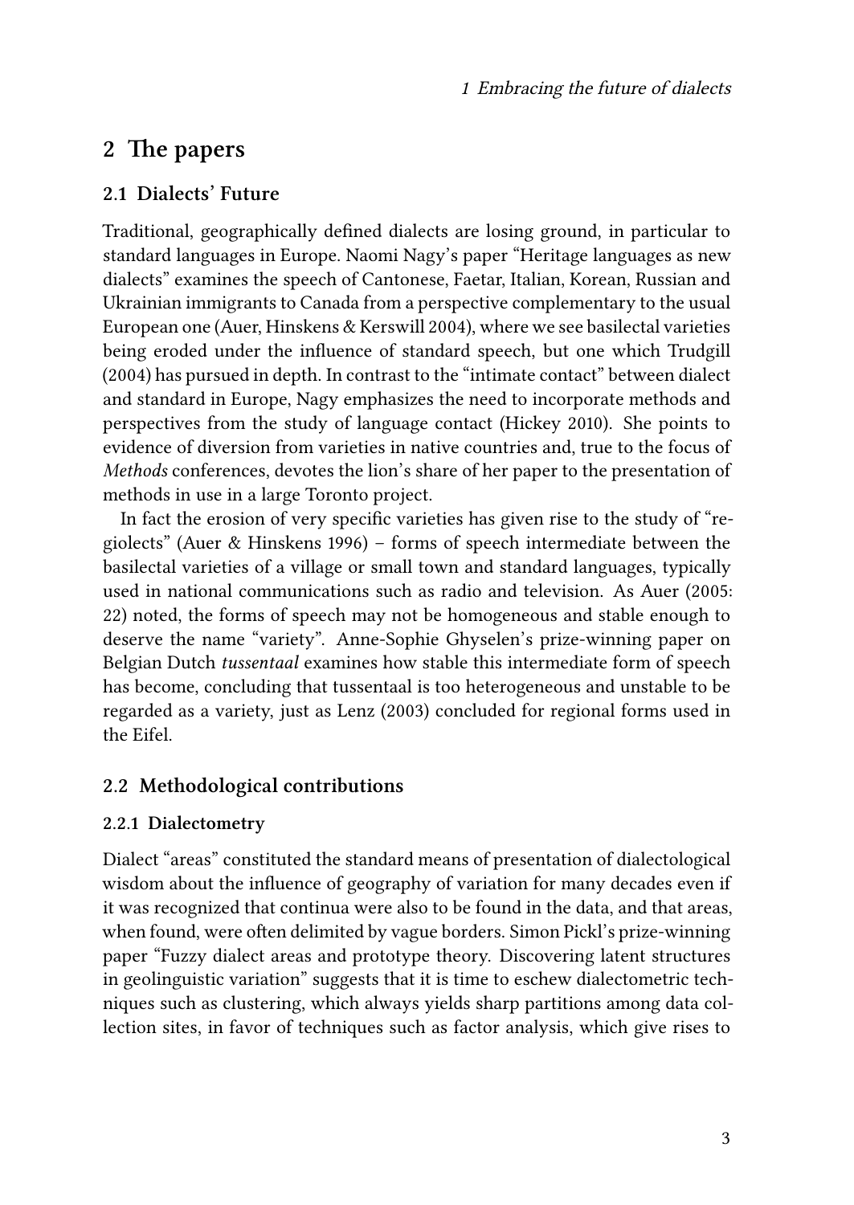## 2 The papers

### 2.1 Dialects' Future

Traditional, geographically defined dialects are losing ground, in particular to standard languages in Europe. Naomi Nagy's paper "Heritage languages as new dialects" examines the speech of Cantonese, Faetar, Italian, Korean, Russian and Ukrainian immigrants to Canada from a perspective complementary to the usual European one (Auer, Hinskens & Kerswill 2004), where we see basilectal varieties being eroded under the influence of standard speech, but one which Trudgill (2004) has pursued in depth. In contrast to the "intimate contact" between dialect and standard in Europe, Nagy emphasizes the need to incorporate methods and perspectives from the study of language contact (Hickey 2010). She points to evidence of diversion from varieties in native countries and, true to the focus of *Methods* conferences, devotes the lion's share of her paper to the presentation of methods in use in a large Toronto project.

In fact the erosion of very specific varieties has given rise to the study of "regiolects" (Auer & Hinskens 1996) – forms of speech intermediate between the basilectal varieties of a village or small town and standard languages, typically used in national communications such as radio and television. As Auer (2005: 22) noted, the forms of speech may not be homogeneous and stable enough to deserve the name "variety". Anne-Sophie Ghyselen's prize-winning paper on Belgian Dutch *tussentaal* examines how stable this intermediate form of speech has become, concluding that tussentaal is too heterogeneous and unstable to be regarded as a variety, just as Lenz (2003) concluded for regional forms used in the Eifel.

### 2.2 Methodological contributions

#### 2.2.1 Dialectometry

Dialect "areas" constituted the standard means of presentation of dialectological wisdom about the influence of geography of variation for many decades even if it was recognized that continua were also to be found in the data, and that areas, when found, were often delimited by vague borders. Simon Pickl's prize-winning paper "Fuzzy dialect areas and prototype theory. Discovering latent structures in geolinguistic variation" suggests that it is time to eschew dialectometric techniques such as clustering, which always yields sharp partitions among data collection sites, in favor of techniques such as factor analysis, which give rises to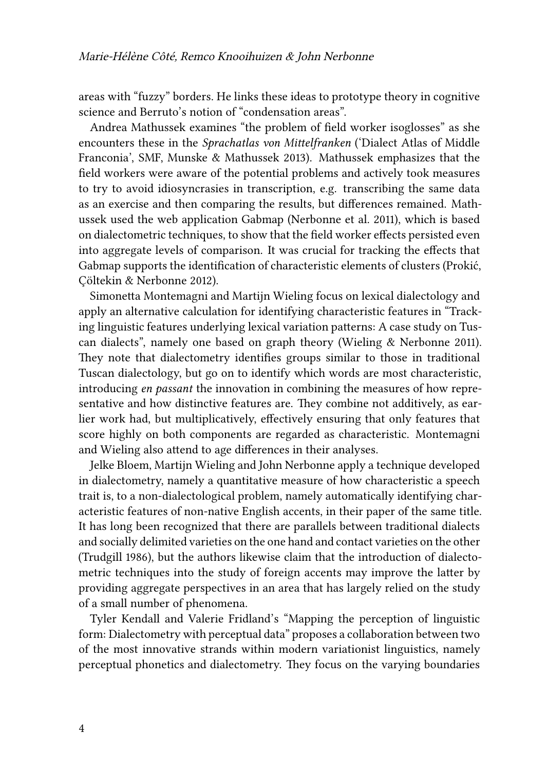areas with "fuzzy" borders. He links these ideas to prototype theory in cognitive science and Berruto's notion of "condensation areas".

Andrea Mathussek examines "the problem of field worker isoglosses" as she encounters these in the *Sprachatlas von Mittelfranken* ('Dialect Atlas of Middle Franconia', SMF, Munske & Mathussek 2013). Mathussek emphasizes that the field workers were aware of the potential problems and actively took measures to try to avoid idiosyncrasies in transcription, e.g. transcribing the same data as an exercise and then comparing the results, but differences remained. Mathussek used the web application Gabmap (Nerbonne et al. 2011), which is based on dialectometric techniques, to show that the field worker effects persisted even into aggregate levels of comparison. It was crucial for tracking the effects that Gabmap supports the identification of characteristic elements of clusters (Prokić, Çöltekin & Nerbonne 2012).

Simonetta Montemagni and Martijn Wieling focus on lexical dialectology and apply an alternative calculation for identifying characteristic features in "Tracking linguistic features underlying lexical variation patterns: A case study on Tuscan dialects", namely one based on graph theory (Wieling & Nerbonne 2011). They note that dialectometry identifies groups similar to those in traditional Tuscan dialectology, but go on to identify which words are most characteristic, introducing *en passant* the innovation in combining the measures of how representative and how distinctive features are. They combine not additively, as earlier work had, but multiplicatively, effectively ensuring that only features that score highly on both components are regarded as characteristic. Montemagni and Wieling also attend to age differences in their analyses.

Jelke Bloem, Martijn Wieling and John Nerbonne apply a technique developed in dialectometry, namely a quantitative measure of how characteristic a speech trait is, to a non-dialectological problem, namely automatically identifying characteristic features of non-native English accents, in their paper of the same title. It has long been recognized that there are parallels between traditional dialects and socially delimited varieties on the one hand and contact varieties on the other (Trudgill 1986), but the authors likewise claim that the introduction of dialectometric techniques into the study of foreign accents may improve the latter by providing aggregate perspectives in an area that has largely relied on the study of a small number of phenomena.

Tyler Kendall and Valerie Fridland's "Mapping the perception of linguistic form: Dialectometry with perceptual data" proposes a collaboration between two of the most innovative strands within modern variationist linguistics, namely perceptual phonetics and dialectometry. They focus on the varying boundaries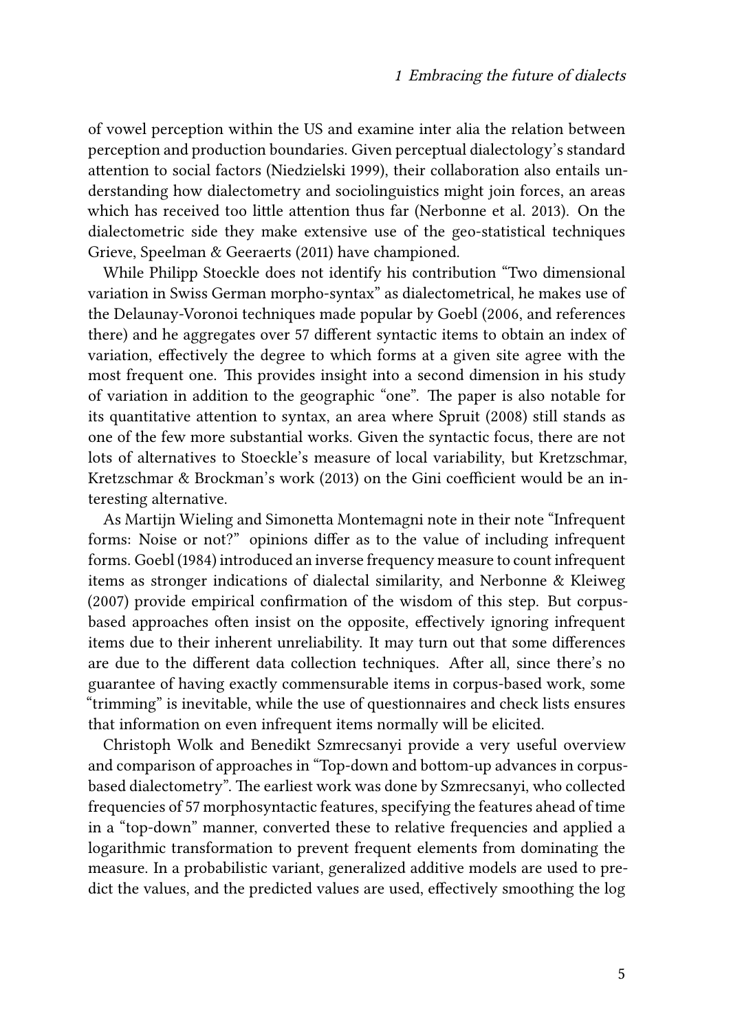of vowel perception within the US and examine inter alia the relation between perception and production boundaries. Given perceptual dialectology's standard attention to social factors (Niedzielski 1999), their collaboration also entails understanding how dialectometry and sociolinguistics might join forces, an areas which has received too little attention thus far (Nerbonne et al. 2013). On the dialectometric side they make extensive use of the geo-statistical techniques Grieve, Speelman & Geeraerts (2011) have championed.

While Philipp Stoeckle does not identify his contribution "Two dimensional variation in Swiss German morpho-syntax" as dialectometrical, he makes use of the Delaunay-Voronoi techniques made popular by Goebl (2006, and references there) and he aggregates over 57 different syntactic items to obtain an index of variation, effectively the degree to which forms at a given site agree with the most frequent one. This provides insight into a second dimension in his study of variation in addition to the geographic "one". The paper is also notable for its quantitative attention to syntax, an area where Spruit (2008) still stands as one of the few more substantial works. Given the syntactic focus, there are not lots of alternatives to Stoeckle's measure of local variability, but Kretzschmar, Kretzschmar & Brockman's work (2013) on the Gini coefficient would be an interesting alternative.

As Martijn Wieling and Simonetta Montemagni note in their note "Infrequent forms: Noise or not?" opinions differ as to the value of including infrequent forms. Goebl (1984) introduced an inverse frequency measure to count infrequent items as stronger indications of dialectal similarity, and Nerbonne & Kleiweg (2007) provide empirical confirmation of the wisdom of this step. But corpus-based approaches often insist on the opposite, effectively ignoring infrequent items due to their inherent unreliability. It may turn out that some differences are due to the different data collection techniques. After all, since there's no guarantee of having exactly commensurable items in corpus-based work, some "trimming" is inevitable, while the use of questionnaires and check lists ensures that information on even infrequent items normally will be elicited.

Christoph Wolk and Benedikt Szmrecsanyi provide a very useful overview and comparison of approaches in "Top-down and bottom-up advances in corpus-based dialectometry". The earliest work was done by Szmrecsanyi, who collected frequencies of 57 morphosyntactic features, specifying the features ahead of time in a "top-down" manner, converted these to relative frequencies and applied a logarithmic transformation to prevent frequent elements from dominating the measure. In a probabilistic variant, generalized additive models are used to predict the values, and the predicted values are used, effectively smoothing the log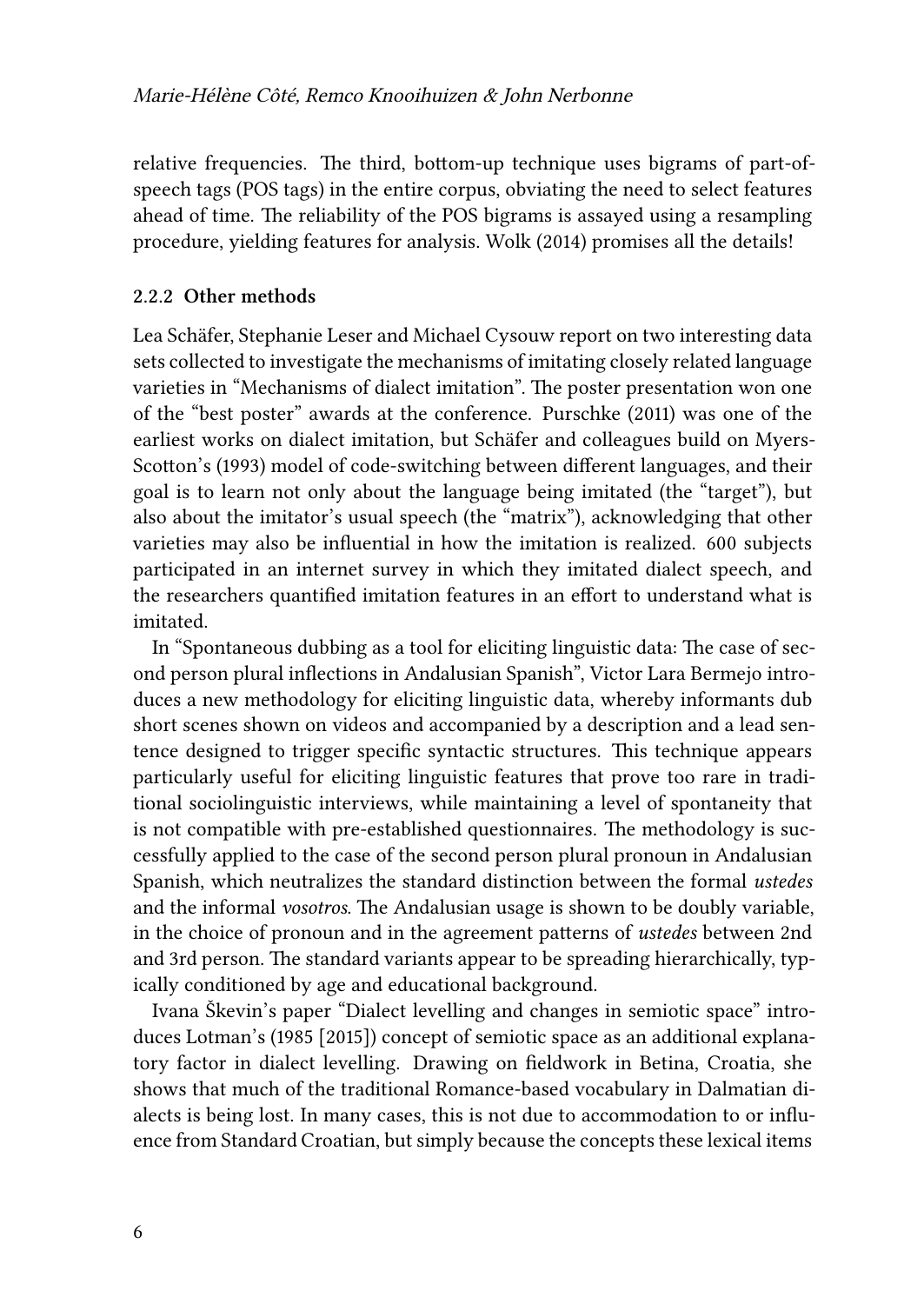relative frequencies. The third, bottom-up technique uses bigrams of part-of-speech tags (POS tags) in the entire corpus, obviating the need to select features ahead of time. The reliability of the POS bigrams is assayed using a resampling procedure, yielding features for analysis. Wolk (2014) promises all the details!

### 2.2.2 Other methods

Lea Schäfer, Stephanie Leser and Michael Cysouw report on two interesting data sets collected to investigate the mechanisms of imitating closely related language varieties in "Mechanisms of dialect imitation". The poster presentation won one of the "best poster" awards at the conference. Purschke (2011) was one of the earliest works on dialect imitation, but Schäfer and colleagues build on Myers-Scotton's (1993) model of code-switching between different languages, and their goal is to learn not only about the language being imitated (the "target"), but also about the imitator's usual speech (the "matrix"), acknowledging that other varieties may also be influential in how the imitation is realized. 600 subjects participated in an internet survey in which they imitated dialect speech, and the researchers quantified imitation features in an effort to understand what is imitated.

In "Spontaneous dubbing as a tool for eliciting linguistic data: The case of second person plural inflections in Andalusian Spanish", Victor Lara Bermejo introduces a new methodology for eliciting linguistic data, whereby informants dub short scenes shown on videos and accompanied by a description and a lead sentence designed to trigger specific syntactic structures. This technique appears particularly useful for eliciting linguistic features that prove too rare in traditional sociolinguistic interviews, while maintaining a level of spontaneity that is not compatible with pre-established questionnaires. The methodology is successfully applied to the case of the second person plural pronoun in Andalusian Spanish, which neutralizes the standard distinction between the formal *ustedes* and the informal *vosotros*. The Andalusian usage is shown to be doubly variable, in the choice of pronoun and in the agreement patterns of *ustedes* between 2nd and 3rd person. The standard variants appear to be spreading hierarchically, typically conditioned by age and educational background.

Ivana Škevin's paper "Dialect levelling and changes in semiotic space" introduces Lotman's (1985 [2015]) concept of semiotic space as an additional explanatory factor in dialect levelling. Drawing on fieldwork in Betina, Croatia, she shows that much of the traditional Romance-based vocabulary in Dalmatian dialects is being lost. In many cases, this is not due to accommodation to or influence from Standard Croatian, but simply because the concepts these lexical items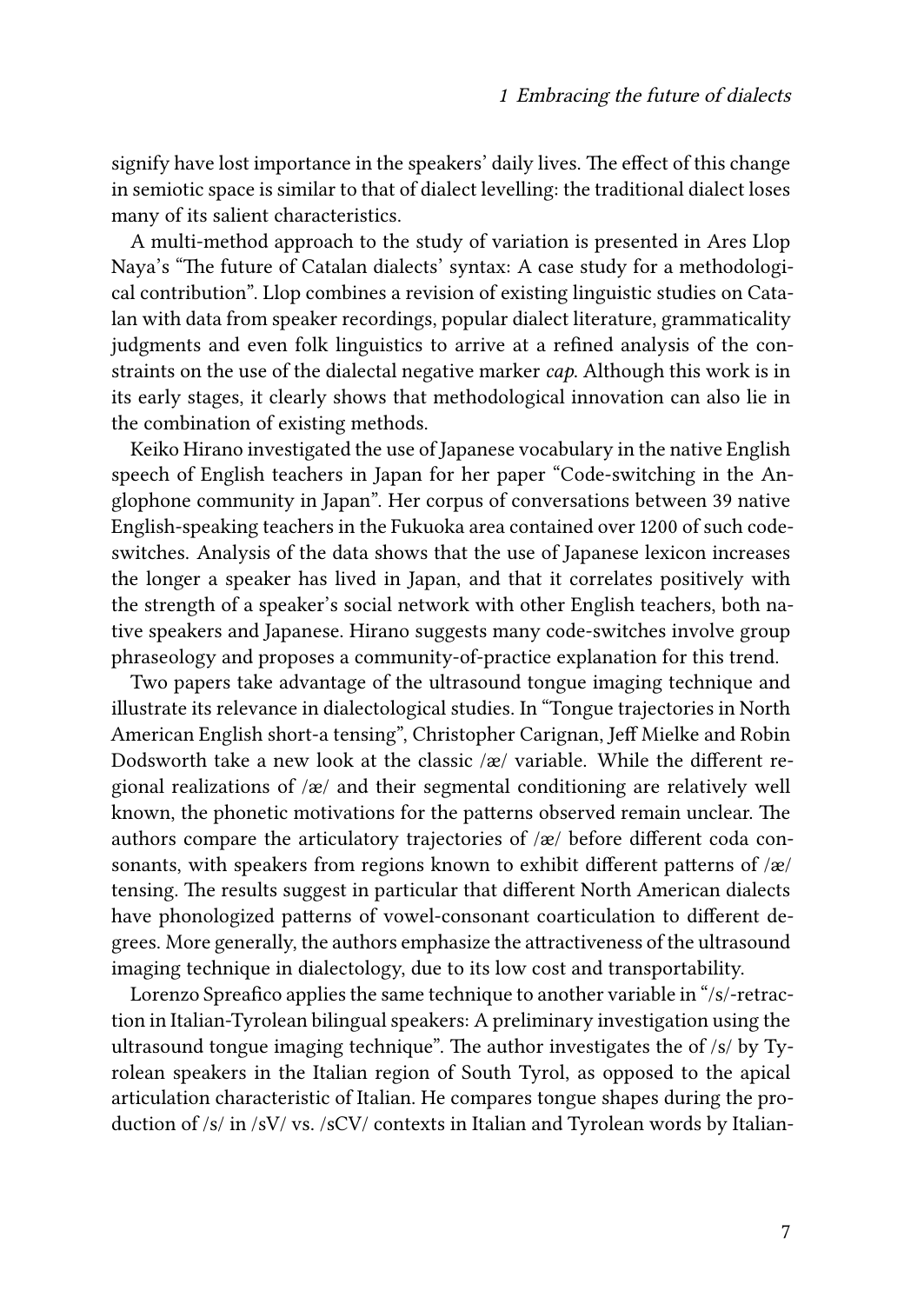signify have lost importance in the speakers' daily lives. The effect of this change in semiotic space is similar to that of dialect levelling: the traditional dialect loses many of its salient characteristics.

A multi-method approach to the study of variation is presented in Ares Llop Naya's "The future of Catalan dialects' syntax: A case study for a methodological contribution". Llop combines a revision of existing linguistic studies on Catalan with data from speaker recordings, popular dialect literature, grammaticality judgments and even folk linguistics to arrive at a refined analysis of the constraints on the use of the dialectal negative marker *cap*. Although this work is in its early stages, it clearly shows that methodological innovation can also lie in the combination of existing methods.

Keiko Hirano investigated the use of Japanese vocabulary in the native English speech of English teachers in Japan for her paper "Code-switching in the Anglophone community in Japan". Her corpus of conversations between 39 native English-speaking teachers in the Fukuoka area contained over 1200 of such code-switches. Analysis of the data shows that the use of Japanese lexicon increases the longer a speaker has lived in Japan, and that it correlates positively with the strength of a speaker's social network with other English teachers, both native speakers and Japanese. Hirano suggests many code-switches involve group phraseology and proposes a community-of-practice explanation for this trend.

Two papers take advantage of the ultrasound tongue imaging technique and illustrate its relevance in dialectological studies. In "Tongue trajectories in North American English short-a tensing", Christopher Carignan, Jeff Mielke and Robin Dodsworth take a new look at the classic /æ/ variable. While the different regional realizations of /æ/ and their segmental conditioning are relatively well known, the phonetic motivations for the patterns observed remain unclear. The authors compare the articulatory trajectories of /æ/ before different coda consonants, with speakers from regions known to exhibit different patterns of /æ/ tensing. The results suggest in particular that different North American dialects have phonologized patterns of vowel-consonant coarticulation to different degrees. More generally, the authors emphasize the attractiveness of the ultrasound imaging technique in dialectology, due to its low cost and transportability.

Lorenzo Spreafico applies the same technique to another variable in "/s/-retraction in Italian-Tyrolean bilingual speakers: A preliminary investigation using the ultrasound tongue imaging technique". The author investigates the of /s/ by Tyrolean speakers in the Italian region of South Tyrol, as opposed to the apical articulation characteristic of Italian. He compares tongue shapes during the production of /s/ in /sV/ vs. /sCV/ contexts in Italian and Tyrolean words by Italian-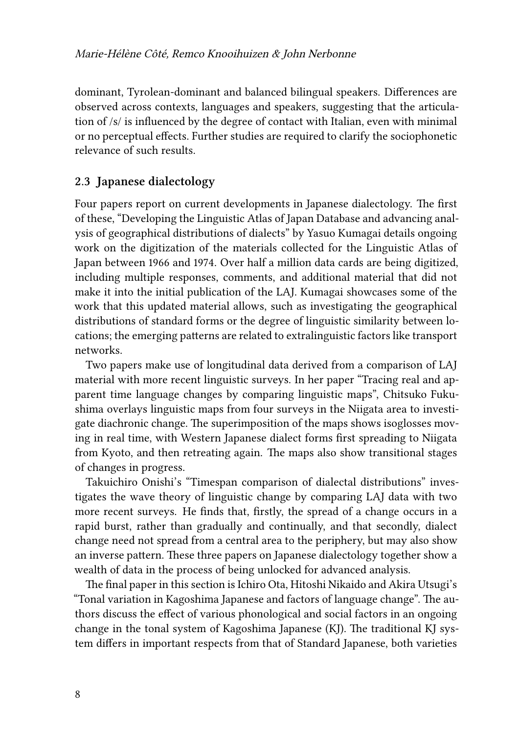dominant, Tyrolean-dominant and balanced bilingual speakers. Differences are observed across contexts, languages and speakers, suggesting that the articulation of /s/ is influenced by the degree of contact with Italian, even with minimal or no perceptual effects. Further studies are required to clarify the sociophonetic relevance of such results.

## 2.3 Japanese dialectology

Four papers report on current developments in Japanese dialectology. The first of these, "Developing the Linguistic Atlas of Japan Database and advancing analysis of geographical distributions of dialects" by Yasuo Kumagai details ongoing work on the digitization of the materials collected for the Linguistic Atlas of Japan between 1966 and 1974. Over half a million data cards are being digitized, including multiple responses, comments, and additional material that did not make it into the initial publication of the LAJ. Kumagai showcases some of the work that this updated material allows, such as investigating the geographical distributions of standard forms or the degree of linguistic similarity between locations; the emerging patterns are related to extralinguistic factors like transport networks.

Two papers make use of longitudinal data derived from a comparison of LAJ material with more recent linguistic surveys. In her paper "Tracing real and apparent time language changes by comparing linguistic maps", Chitsuko Fukushima overlays linguistic maps from four surveys in the Niigata area to investigate diachronic change. The superimposition of the maps shows isoglosses moving in real time, with Western Japanese dialect forms first spreading to Niigata from Kyoto, and then retreating again. The maps also show transitional stages of changes in progress.

Takuichiro Onishi's "Timespan comparison of dialectal distributions" investigates the wave theory of linguistic change by comparing LAJ data with two more recent surveys. He finds that, firstly, the spread of a change occurs in a rapid burst, rather than gradually and continually, and that secondly, dialect change need not spread from a central area to the periphery, but may also show an inverse pattern. These three papers on Japanese dialectology together show a wealth of data in the process of being unlocked for advanced analysis.

The final paper in this section is Ichiro Ota, Hitoshi Nikaido and Akira Utsugi's "Tonal variation in Kagoshima Japanese and factors of language change". The authors discuss the effect of various phonological and social factors in an ongoing change in the tonal system of Kagoshima Japanese (KJ). The traditional KJ system differs in important respects from that of Standard Japanese, both varieties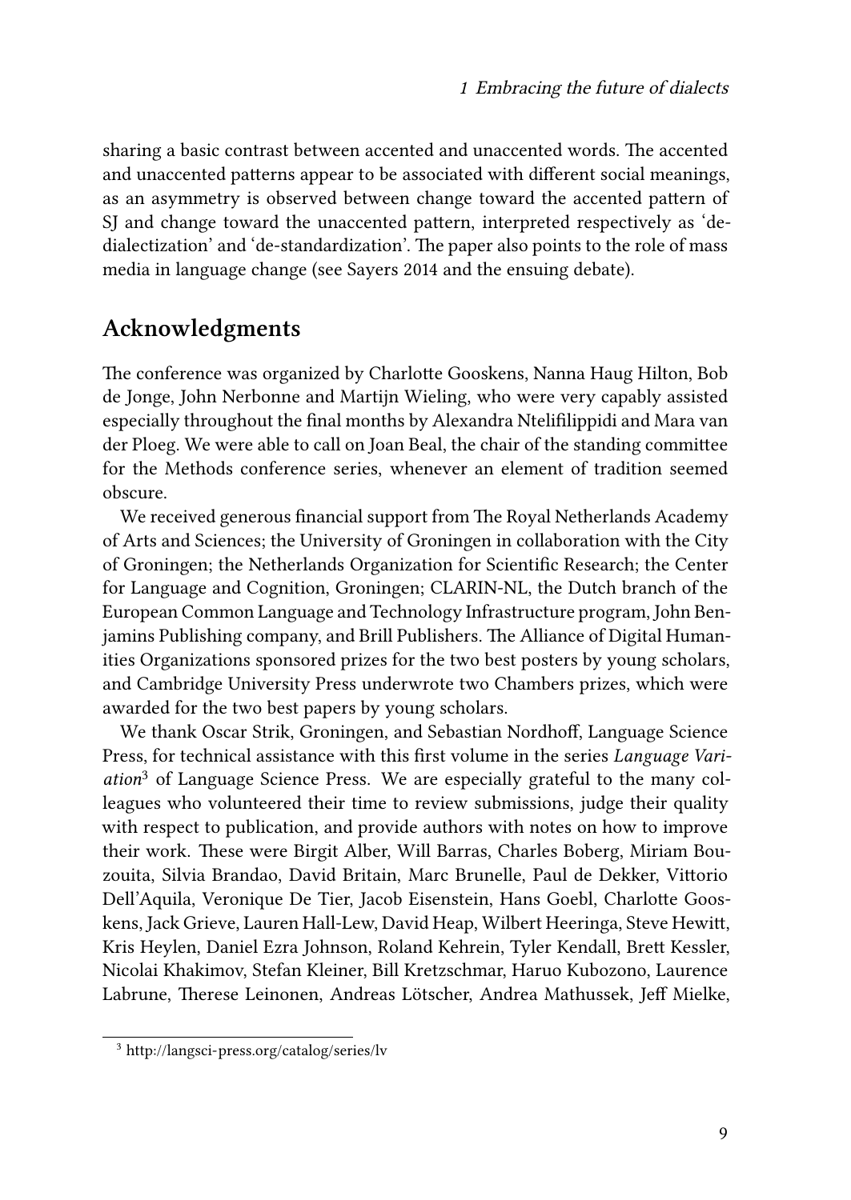sharing a basic contrast between accented and unaccented words. The accented and unaccented patterns appear to be associated with different social meanings, as an asymmetry is observed between change toward the accented pattern of SJ and change toward the unaccented pattern, interpreted respectively as 'de-dialectization' and 'de-standardization'. The paper also points to the role of mass media in language change (see Sayers 2014 and the ensuing debate).

## Acknowledgments

The conference was organized by Charlotte Gooskens, Nanna Haug Hilton, Bob de Jonge, John Nerbonne and Martijn Wieling, who were very capably assisted especially throughout the final months by Alexandra Ntelifilippidi and Mara van der Ploeg. We were able to call on Joan Beal, the chair of the standing committee for the Methods conference series, whenever an element of tradition seemed obscure.

We received generous financial support from The Royal Netherlands Academy of Arts and Sciences; the University of Groningen in collaboration with the City of Groningen; the Netherlands Organization for Scientific Research; the Center for Language and Cognition, Groningen; CLARIN-NL, the Dutch branch of the European Common Language and Technology Infrastructure program, John Benjamins Publishing company, and Brill Publishers. The Alliance of Digital Humanities Organizations sponsored prizes for the two best posters by young scholars, and Cambridge University Press underwrote two Chambers prizes, which were awarded for the two best papers by young scholars.

We thank Oscar Strik, Groningen, and Sebastian Nordhoff, Language Science Press, for technical assistance with this first volume in the series *Language Variation*[3] of Language Science Press. We are especially grateful to the many colleagues who volunteered their time to review submissions, judge their quality with respect to publication, and provide authors with notes on how to improve their work. These were Birgit Alber, Will Barras, Charles Boberg, Miriam Bouzouita, Silvia Brandao, David Britain, Marc Brunelle, Paul de Dekker, Vittorio Dell'Aquila, Veronique De Tier, Jacob Eisenstein, Hans Goebl, Charlotte Gooskens, Jack Grieve, Lauren Hall-Lew, David Heap, Wilbert Heeringa, Steve Hewitt, Kris Heylen, Daniel Ezra Johnson, Roland Kehrein, Tyler Kendall, Brett Kessler, Nicolai Khakimov, Stefan Kleiner, Bill Kretzschmar, Haruo Kubozono, Laurence Labrune, Therese Leinonen, Andreas Lötscher, Andrea Mathussek, Jeff Mielke,

[3] http://langsci-press.org/catalog/series/lv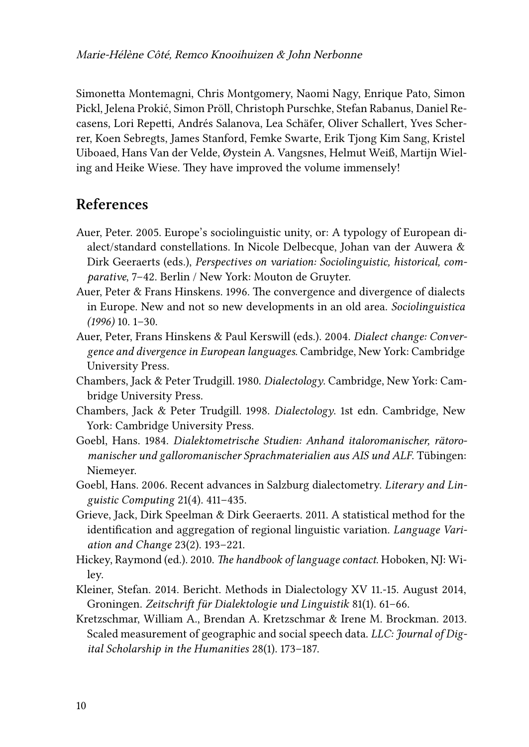Simonetta Montemagni, Chris Montgomery, Naomi Nagy, Enrique Pato, Simon Pickl, Jelena Prokić, Simon Pröll, Christoph Purschke, Stefan Rabanus, Daniel Recasens, Lori Repetti, Andrés Salanova, Lea Schäfer, Oliver Schallert, Yves Scherrer, Koen Sebregts, James Stanford, Femke Swarte, Erik Tjong Kim Sang, Kristel Uiboaed, Hans Van der Velde, Øystein A. Vangsnes, Helmut Weiß, Martijn Wieling and Heike Wiese. They have improved the volume immensely!

## References

Auer, Peter. 2005. Europe's sociolinguistic unity, or: A typology of European dialect/standard constellations. In Nicole Delbecque, Johan van der Auwera & Dirk Geeraerts (eds.), *Perspectives on variation: Sociolinguistic, historical, comparative*, 7–42. Berlin / New York: Mouton de Gruyter.

Auer, Peter & Frans Hinskens. 1996. The convergence and divergence of dialects in Europe. New and not so new developments in an old area. *Sociolinguistica (1996)* 10. 1–30.

Auer, Peter, Frans Hinskens & Paul Kerswill (eds.). 2004. *Dialect change: Convergence and divergence in European languages*. Cambridge, New York: Cambridge University Press.

Chambers, Jack & Peter Trudgill. 1980. *Dialectology*. Cambridge, New York: Cambridge University Press.

Chambers, Jack & Peter Trudgill. 1998. *Dialectology*. 1st edn. Cambridge, New York: Cambridge University Press.

Goebl, Hans. 1984. *Dialektometrische Studien: Anhand italoromanischer, rätoromanischer und galloromanischer Sprachmaterialien aus AIS und ALF*. Tübingen: Niemeyer.

Goebl, Hans. 2006. Recent advances in Salzburg dialectometry. *Literary and Linguistic Computing* 21(4). 411–435.

Grieve, Jack, Dirk Speelman & Dirk Geeraerts. 2011. A statistical method for the identification and aggregation of regional linguistic variation. *Language Variation and Change* 23(2). 193–221.

Hickey, Raymond (ed.). 2010. *The handbook of language contact*. Hoboken, NJ: Wiley.

Kleiner, Stefan. 2014. Bericht. Methods in Dialectology XV 11.-15. August 2014, Groningen. *Zeitschrift für Dialektologie und Linguistik* 81(1). 61–66.

Kretzschmar, William A., Brendan A. Kretzschmar & Irene M. Brockman. 2013. Scaled measurement of geographic and social speech data. *LLC: Journal of Digital Scholarship in the Humanities* 28(1). 173–187.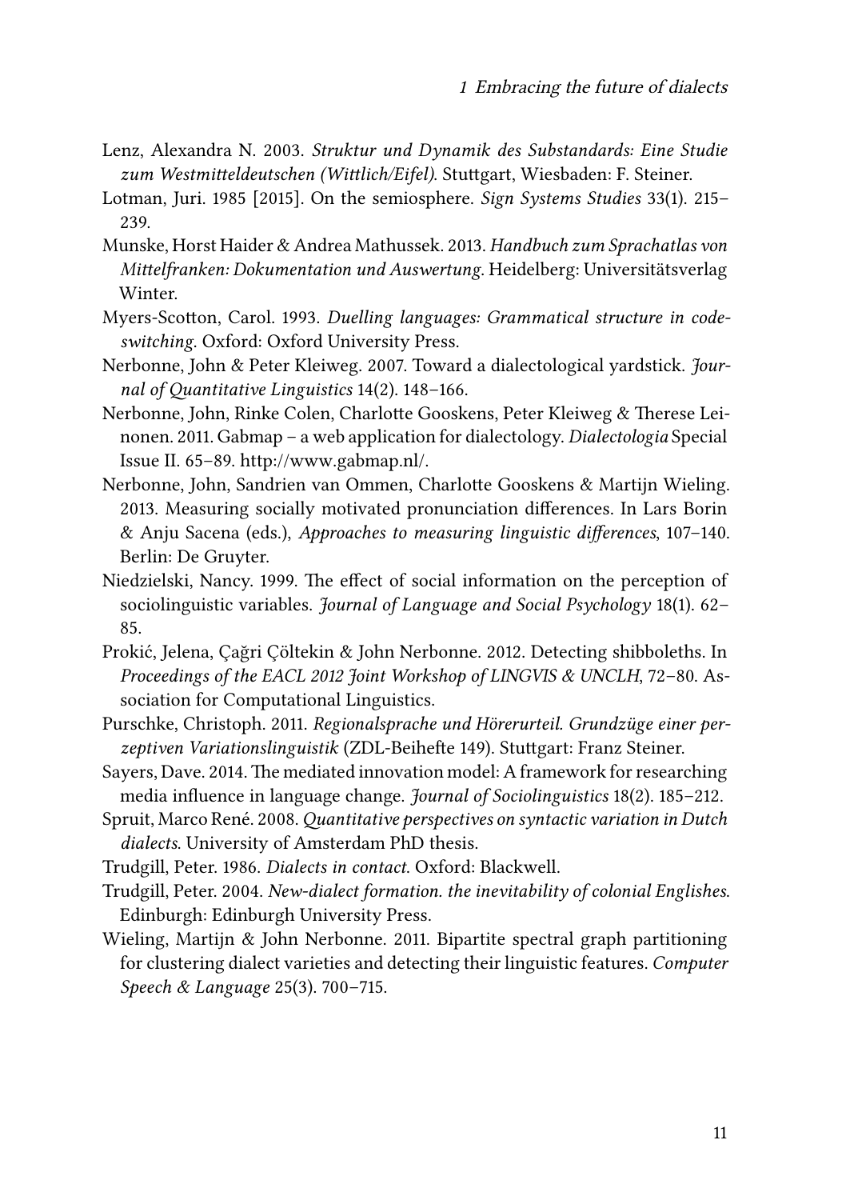Lenz, Alexandra N. 2003. *Struktur und Dynamik des Substandards: Eine Studie zum Westmitteldeutschen (Wittlich/Eifel)*. Stuttgart, Wiesbaden: F. Steiner.

Lotman, Juri. 1985 [2015]. On the semiosphere. *Sign Systems Studies* 33(1). 215–239.

Munske, Horst Haider & Andrea Mathussek. 2013. *Handbuch zum Sprachatlas von Mittelfranken: Dokumentation und Auswertung*. Heidelberg: Universitätsverlag Winter.

Myers-Scotton, Carol. 1993. *Duelling languages: Grammatical structure in code-switching*. Oxford: Oxford University Press.

Nerbonne, John & Peter Kleiweg. 2007. Toward a dialectological yardstick. *Journal of Quantitative Linguistics* 14(2). 148–166.

Nerbonne, John, Rinke Colen, Charlotte Gooskens, Peter Kleiweg & Therese Leinonen. 2011. Gabmap – a web application for dialectology. *Dialectologia* Special Issue II. 65–89. http://www.gabmap.nl/.

Nerbonne, John, Sandrien van Ommen, Charlotte Gooskens & Martijn Wieling. 2013. Measuring socially motivated pronunciation differences. In Lars Borin & Anju Sacena (eds.), *Approaches to measuring linguistic differences*, 107–140. Berlin: De Gruyter.

Niedzielski, Nancy. 1999. The effect of social information on the perception of sociolinguistic variables. *Journal of Language and Social Psychology* 18(1). 62–85.

Prokić, Jelena, Çağri Çöltekin & John Nerbonne. 2012. Detecting shibboleths. In *Proceedings of the EACL 2012 Joint Workshop of LINGVIS & UNCLH*, 72–80. Association for Computational Linguistics.

Purschke, Christoph. 2011. *Regionalsprache und Hörerurteil. Grundzüge einer perzeptiven Variationslinguistik* (ZDL-Beihefte 149). Stuttgart: Franz Steiner.

Sayers, Dave. 2014. The mediated innovation model: A framework for researching media influence in language change. *Journal of Sociolinguistics* 18(2). 185–212.

Spruit, Marco René. 2008. *Quantitative perspectives on syntactic variation in Dutch dialects*. University of Amsterdam PhD thesis.

Trudgill, Peter. 1986. *Dialects in contact*. Oxford: Blackwell.

Trudgill, Peter. 2004. *New-dialect formation. the inevitability of colonial Englishes*. Edinburgh: Edinburgh University Press.

Wieling, Martijn & John Nerbonne. 2011. Bipartite spectral graph partitioning for clustering dialect varieties and detecting their linguistic features. *Computer Speech & Language* 25(3). 700–715.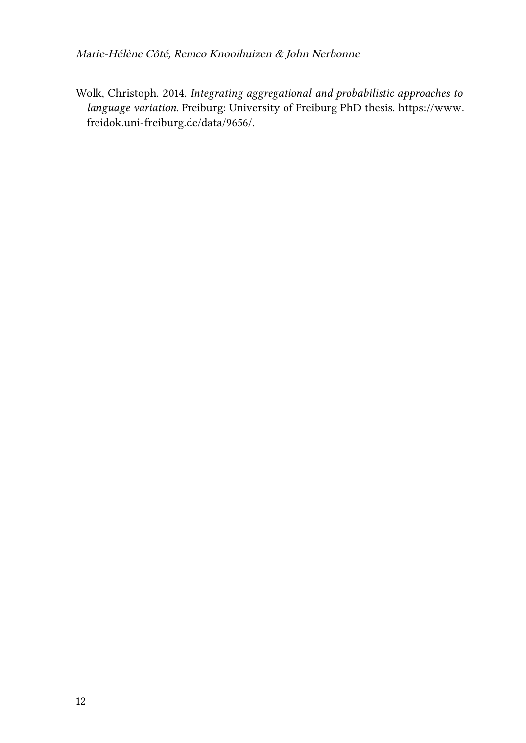Wolk, Christoph. 2014. *Integrating aggregational and probabilistic approaches to language variation*. Freiburg: University of Freiburg PhD thesis. https://www.freidok.uni-freiburg.de/data/9656/.